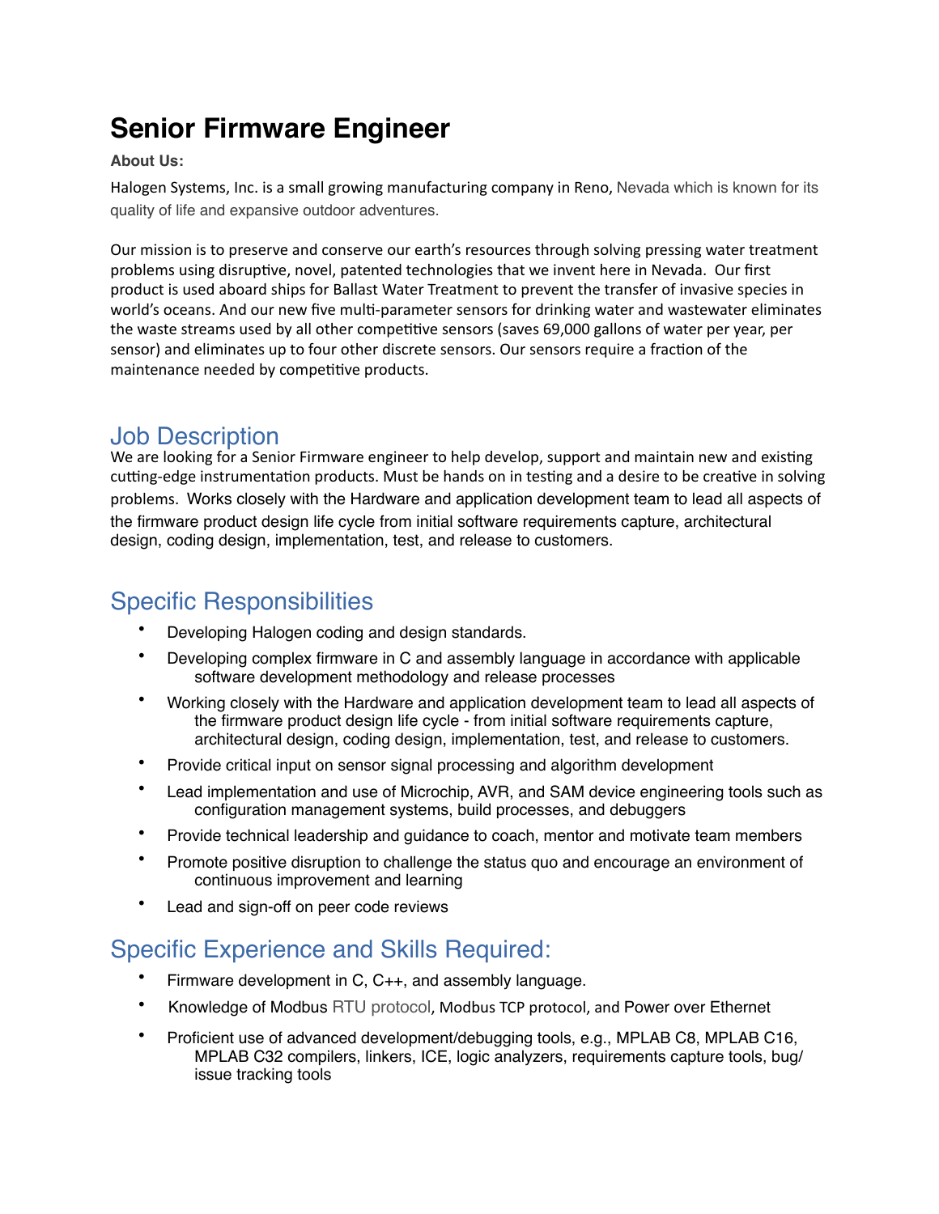# Senior Firmware Engineer

**About Us:**

Halogen Systems, Inc. is a small growing manufacturing company in Reno, Nevada which is known for its quality of life and expansive outdoor adventures.

Our mission is to preserve and conserve our earth's resources through solving pressing water treatment problems using disruptive, novel, patented technologies that we invent here in Nevada. Our first product is used aboard ships for Ballast Water Treatment to prevent the transfer of invasive species in world's oceans. And our new five multi-parameter sensors for drinking water and wastewater eliminates the waste streams used by all other competitive sensors (saves 69,000 gallons of water per year, per sensor) and eliminates up to four other discrete sensors. Our sensors require a fraction of the maintenance needed by competitive products.

## Job Description

We are looking for a Senior Firmware engineer to help develop, support and maintain new and existing cutting-edge instrumentation products. Must be hands on in testing and a desire to be creative in solving problems. Works closely with the Hardware and application development team to lead all aspects of the firmware product design life cycle from initial software requirements capture, architectural design, coding design, implementation, test, and release to customers.

## Specific Responsibilities

- Developing Halogen coding and design standards.
- Developing complex firmware in C and assembly language in accordance with applicable software development methodology and release processes
- Working closely with the Hardware and application development team to lead all aspects of the firmware product design life cycle - from initial software requirements capture, architectural design, coding design, implementation, test, and release to customers.
- Provide critical input on sensor signal processing and algorithm development
- Lead implementation and use of Microchip, AVR, and SAM device engineering tools such as configuration management systems, build processes, and debuggers
- Provide technical leadership and guidance to coach, mentor and motivate team members
- Promote positive disruption to challenge the status quo and encourage an environment of continuous improvement and learning
- Lead and sign-off on peer code reviews

## Specific Experience and Skills Required:

- Firmware development in C, C++, and assembly language.
- Knowledge of Modbus RTU protocol, Modbus TCP protocol, and Power over Ethernet
- Proficient use of advanced development/debugging tools, e.g., MPLAB C8, MPLAB C16, MPLAB C32 compilers, linkers, ICE, logic analyzers, requirements capture tools, bug/issue tracking tools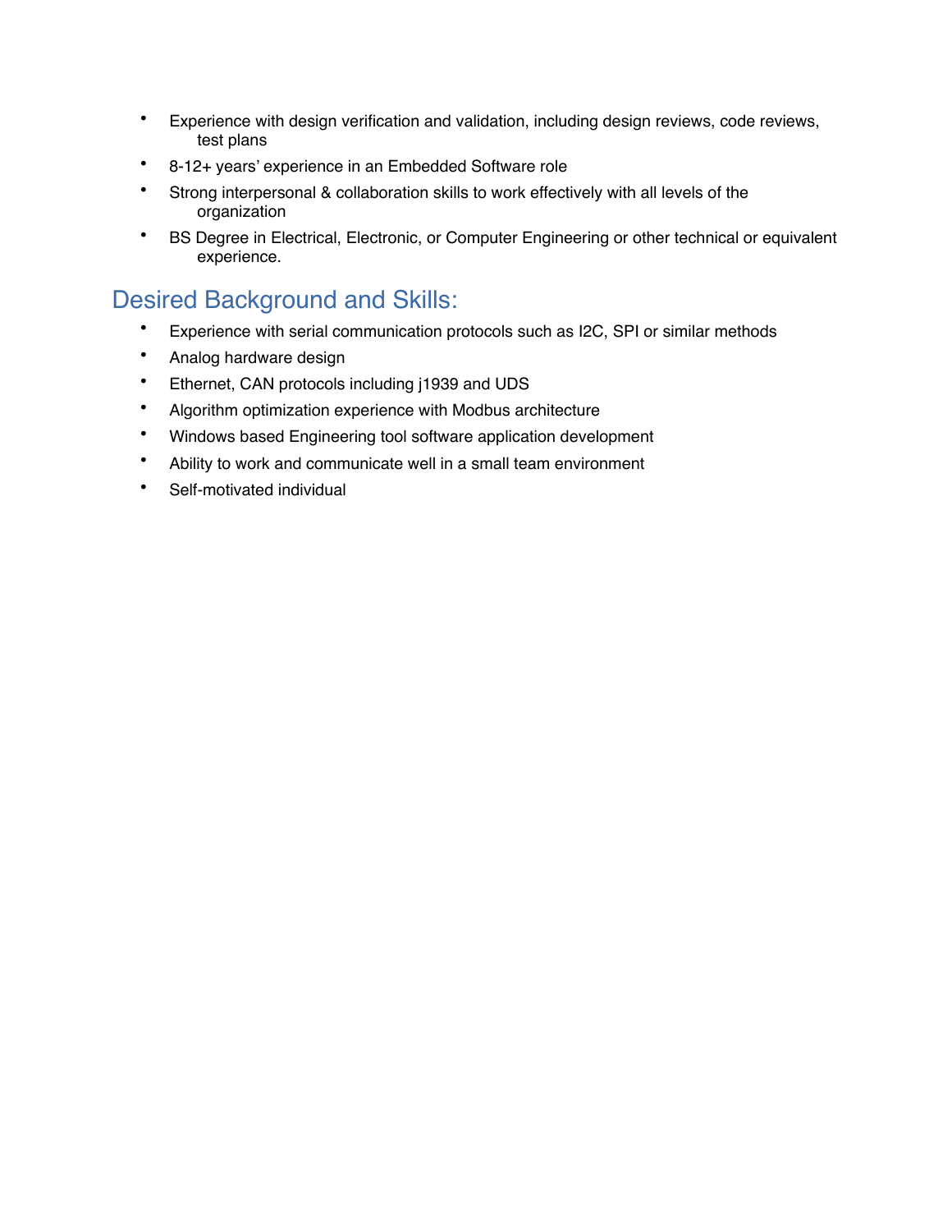- Experience with design verification and validation, including design reviews, code reviews, test plans
- 8-12+ years' experience in an Embedded Software role
- Strong interpersonal & collaboration skills to work effectively with all levels of the organization
- BS Degree in Electrical, Electronic, or Computer Engineering or other technical or equivalent experience.

## Desired Background and Skills:

- Experience with serial communication protocols such as I2C, SPI or similar methods
- Analog hardware design
- Ethernet, CAN protocols including j1939 and UDS
- Algorithm optimization experience with Modbus architecture
- Windows based Engineering tool software application development
- Ability to work and communicate well in a small team environment
- Self-motivated individual